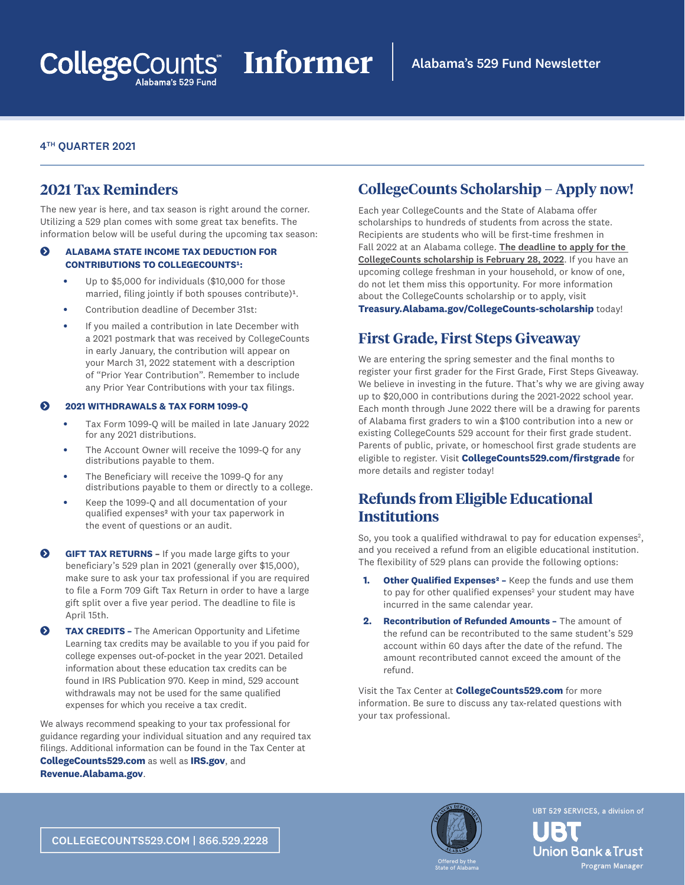# CollegeCounts Informer

Alabama's 529 Fund Newsletter

**4TH QUARTER 2021**

## 2021 Tax Reminders

The new year is here, and tax season is right around the corner. Utilizing a 529 plan comes with some great tax benefits. The information below will be useful during the upcoming tax season:

**ALABAMA STATE INCOME TAX DEDUCTION FOR CONTRIBUTIONS TO COLLEGECOUNTS[1]:**

- Up to $5,000 for individuals ($10,000 for those married, filing jointly if both spouses contribute)[1].
- Contribution deadline of December 31st:
- If you mailed a contribution in late December with a 2021 postmark that was received by CollegeCounts in early January, the contribution will appear on your March 31, 2022 statement with a description of "Prior Year Contribution". Remember to include any Prior Year Contributions with your tax filings.

**2021 WITHDRAWALS & TAX FORM 1099-Q**

- Tax Form 1099-Q will be mailed in late January 2022 for any 2021 distributions.
- The Account Owner will receive the 1099-Q for any distributions payable to them.
- The Beneficiary will receive the 1099-Q for any distributions payable to them or directly to a college.
- Keep the 1099-Q and all documentation of your qualified expenses[2] with your tax paperwork in the event of questions or an audit.

**GIFT TAX RETURNS –** If you made large gifts to your beneficiary's 529 plan in 2021 (generally over $15,000), make sure to ask your tax professional if you are required to file a Form 709 Gift Tax Return in order to have a large gift split over a five year period. The deadline to file is April 15th.

**TAX CREDITS –** The American Opportunity and Lifetime Learning tax credits may be available to you if you paid for college expenses out-of-pocket in the year 2021. Detailed information about these education tax credits can be found in IRS Publication 970. Keep in mind, 529 account withdrawals may not be used for the same qualified expenses for which you receive a tax credit.

We always recommend speaking to your tax professional for guidance regarding your individual situation and any required tax filings. Additional information can be found in the Tax Center at **CollegeCounts529.com** as well as **IRS.gov**, and **Revenue.Alabama.gov**.

## CollegeCounts Scholarship – Apply now!

Each year CollegeCounts and the State of Alabama offer scholarships to hundreds of students from across the state. Recipients are students who will be first-time freshmen in Fall 2022 at an Alabama college. **The deadline to apply for the CollegeCounts scholarship is February 28, 2022**. If you have an upcoming college freshman in your household, or know of one, do not let them miss this opportunity. For more information about the CollegeCounts scholarship or to apply, visit **Treasury.Alabama.gov/CollegeCounts-scholarship** today!

## First Grade, First Steps Giveaway

We are entering the spring semester and the final months to register your first grader for the First Grade, First Steps Giveaway. We believe in investing in the future. That's why we are giving away up to $20,000 in contributions during the 2021-2022 school year. Each month through June 2022 there will be a drawing for parents of Alabama first graders to win a $100 contribution into a new or existing CollegeCounts 529 account for their first grade student. Parents of public, private, or homeschool first grade students are eligible to register. Visit **CollegeCounts529.com/firstgrade** for more details and register today!

## Refunds from Eligible Educational Institutions

So, you took a qualified withdrawal to pay for education expenses[2], and you received a refund from an eligible educational institution. The flexibility of 529 plans can provide the following options:

1. **Other Qualified Expenses[2] –** Keep the funds and use them to pay for other qualified expenses[2] your student may have incurred in the same calendar year.
2. **Recontribution of Refunded Amounts –** The amount of the refund can be recontributed to the same student's 529 account within 60 days after the date of the refund. The amount recontributed cannot exceed the amount of the refund.

Visit the Tax Center at **CollegeCounts529.com** for more information. Be sure to discuss any tax-related questions with your tax professional.

COLLEGECOUNTS529.COM | 866.529.2228

Offered by the State of Alabama

UBT 529 SERVICES, a division of UBT Union Bank & Trust, Program Manager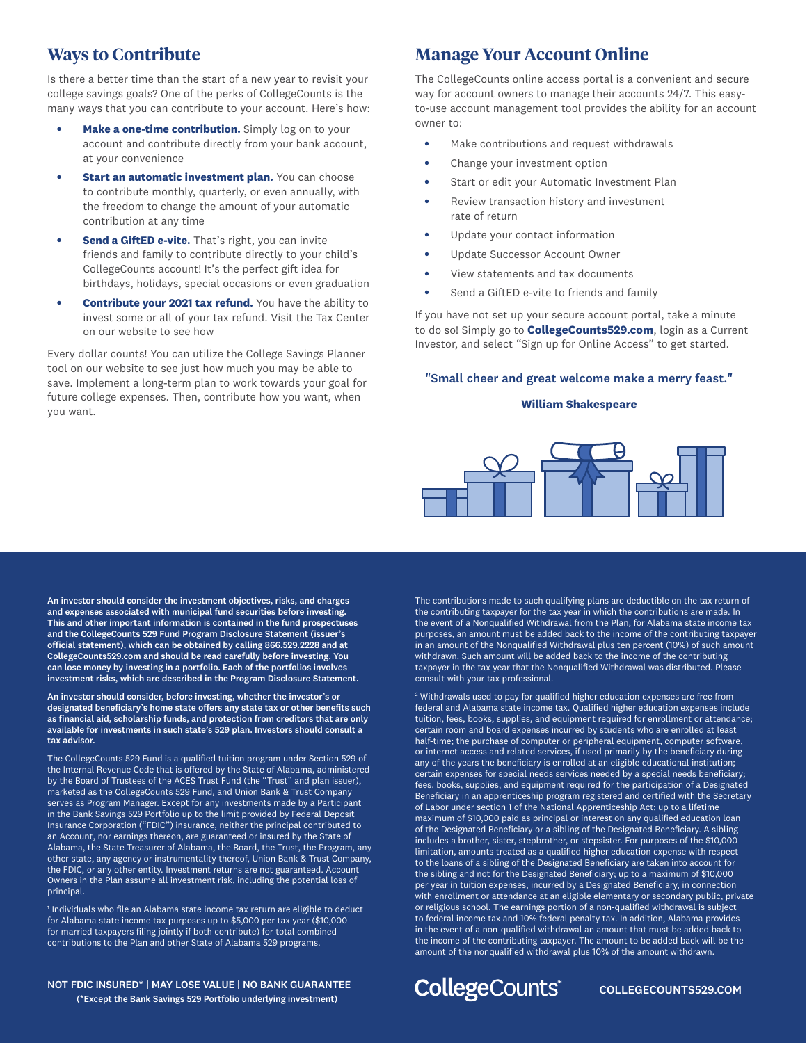## Ways to Contribute

Is there a better time than the start of a new year to revisit your college savings goals? One of the perks of CollegeCounts is the many ways that you can contribute to your account. Here's how:

- **Make a one-time contribution.** Simply log on to your account and contribute directly from your bank account, at your convenience
- **Start an automatic investment plan.** You can choose to contribute monthly, quarterly, or even annually, with the freedom to change the amount of your automatic contribution at any time
- **Send a GiftED e-vite.** That's right, you can invite friends and family to contribute directly to your child's CollegeCounts account! It's the perfect gift idea for birthdays, holidays, special occasions or even graduation
- **Contribute your 2021 tax refund.** You have the ability to invest some or all of your tax refund. Visit the Tax Center on our website to see how

Every dollar counts! You can utilize the College Savings Planner tool on our website to see just how much you may be able to save. Implement a long-term plan to work towards your goal for future college expenses. Then, contribute how you want, when you want.

## Manage Your Account Online

The CollegeCounts online access portal is a convenient and secure way for account owners to manage their accounts 24/7. This easy-to-use account management tool provides the ability for an account owner to:

- Make contributions and request withdrawals
- Change your investment option
- Start or edit your Automatic Investment Plan
- Review transaction history and investment rate of return
- Update your contact information
- Update Successor Account Owner
- View statements and tax documents
- Send a GiftED e-vite to friends and family

If you have not set up your secure account portal, take a minute to do so! Simply go to **CollegeCounts529.com**, login as a Current Investor, and select "Sign up for Online Access" to get started.

**"Small cheer and great welcome make a merry feast."**

**William Shakespeare**

**An investor should consider the investment objectives, risks, and charges and expenses associated with municipal fund securities before investing. This and other important information is contained in the fund prospectuses and the CollegeCounts 529 Fund Program Disclosure Statement (issuer's official statement), which can be obtained by calling 866.529.2228 and at CollegeCounts529.com and should be read carefully before investing. You can lose money by investing in a portfolio. Each of the portfolios involves investment risks, which are described in the Program Disclosure Statement.**

**An investor should consider, before investing, whether the investor's or designated beneficiary's home state offers any state tax or other benefits such as financial aid, scholarship funds, and protection from creditors that are only available for investments in such state's 529 plan. Investors should consult a tax advisor.**

The CollegeCounts 529 Fund is a qualified tuition program under Section 529 of the Internal Revenue Code that is offered by the State of Alabama, administered by the Board of Trustees of the ACES Trust Fund (the "Trust" and plan issuer), marketed as the CollegeCounts 529 Fund, and Union Bank & Trust Company serves as Program Manager. Except for any investments made by a Participant in the Bank Savings 529 Portfolio up to the limit provided by Federal Deposit Insurance Corporation ("FDIC") insurance, neither the principal contributed to an Account, nor earnings thereon, are guaranteed or insured by the State of Alabama, the State Treasurer of Alabama, the Board, the Trust, the Program, any other state, any agency or instrumentality thereof, Union Bank & Trust Company, the FDIC, or any other entity. Investment returns are not guaranteed. Account Owners in the Plan assume all investment risk, including the potential loss of principal.

[1] Individuals who file an Alabama state income tax return are eligible to deduct for Alabama state income tax purposes up to $5,000 per tax year ($10,000 for married taxpayers filing jointly if both contribute) for total combined contributions to the Plan and other State of Alabama 529 programs. The contributions made to such qualifying plans are deductible on the tax return of the contributing taxpayer for the tax year in which the contributions are made. In the event of a Nonqualified Withdrawal from the Plan, for Alabama state income tax purposes, an amount must be added back to the income of the contributing taxpayer in an amount of the Nonqualified Withdrawal plus ten percent (10%) of such amount withdrawn. Such amount will be added back to the income of the contributing taxpayer in the tax year that the Nonqualified Withdrawal was distributed. Please consult with your tax professional.

[2] Withdrawals used to pay for qualified higher education expenses are free from federal and Alabama state income tax. Qualified higher education expenses include tuition, fees, books, supplies, and equipment required for enrollment or attendance; certain room and board expenses incurred by students who are enrolled at least half-time; the purchase of computer or peripheral equipment, computer software, or internet access and related services, if used primarily by the beneficiary during any of the years the beneficiary is enrolled at an eligible educational institution; certain expenses for special needs services needed by a special needs beneficiary; fees, books, supplies, and equipment required for the participation of a Designated Beneficiary in an apprenticeship program registered and certified with the Secretary of Labor under section 1 of the National Apprenticeship Act; up to a lifetime maximum of $10,000 paid as principal or interest on any qualified education loan of the Designated Beneficiary or a sibling of the Designated Beneficiary. A sibling includes a brother, sister, stepbrother, or stepsister. For purposes of the $10,000 limitation, amounts treated as a qualified higher education expense with respect to the loans of a sibling of the Designated Beneficiary are taken into account for the sibling and not for the Designated Beneficiary; up to a maximum of $10,000 per year in tuition expenses, incurred by a Designated Beneficiary, in connection with enrollment or attendance at an eligible elementary or secondary public, private or religious school. The earnings portion of a non-qualified withdrawal is subject to federal income tax and 10% federal penalty tax. In addition, Alabama provides in the event of a non-qualified withdrawal an amount that must be added back to the income of the contributing taxpayer. The amount to be added back will be the amount of the nonqualified withdrawal plus 10% of the amount withdrawn.

**NOT FDIC INSURED* | MAY LOSE VALUE | NO BANK GUARANTEE**

**(*Except the Bank Savings 529 Portfolio underlying investment)**

CollegeCounts

COLLEGECOUNTS529.COM